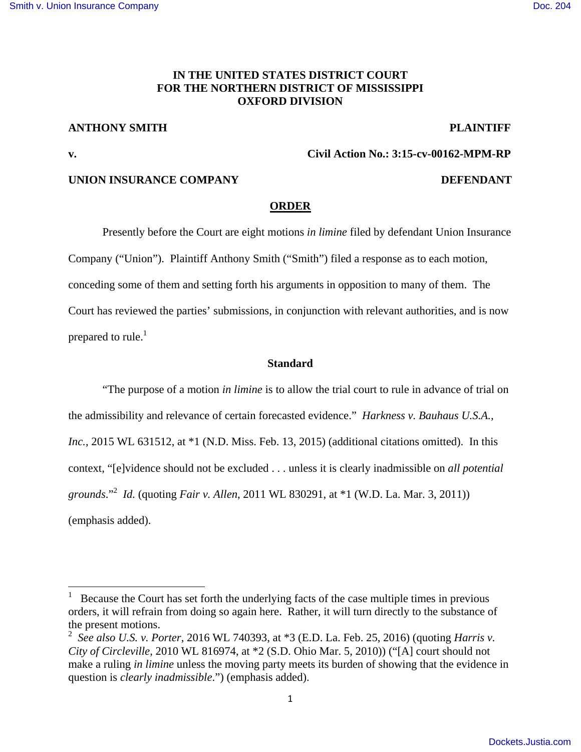**IN THE UNITED STATES DISTRICT COURT**
**FOR THE NORTHERN DISTRICT OF MISSISSIPPI**
**OXFORD DIVISION**

**ANTHONY SMITH** **PLAINTIFF**

**v.** **Civil Action No.: 3:15-cv-00162-MPM-RP**

**UNION INSURANCE COMPANY** **DEFENDANT**

## ORDER

Presently before the Court are eight motions *in limine* filed by defendant Union Insurance Company ("Union"). Plaintiff Anthony Smith ("Smith") filed a response as to each motion, conceding some of them and setting forth his arguments in opposition to many of them. The Court has reviewed the parties' submissions, in conjunction with relevant authorities, and is now prepared to rule.[1]

### Standard

"The purpose of a motion *in limine* is to allow the trial court to rule in advance of trial on the admissibility and relevance of certain forecasted evidence." *Harkness v. Bauhaus U.S.A., Inc.*, 2015 WL 631512, at *1 (N.D. Miss. Feb. 13, 2015) (additional citations omitted). In this context, "[e]vidence should not be excluded . . . unless it is clearly inadmissible on *all potential grounds*."[2] *Id.* (quoting *Fair v. Allen*, 2011 WL 830291, at *1 (W.D. La. Mar. 3, 2011)) (emphasis added).

---

[1] Because the Court has set forth the underlying facts of the case multiple times in previous orders, it will refrain from doing so again here. Rather, it will turn directly to the substance of the present motions.

[2] *See also U.S. v. Porter*, 2016 WL 740393, at *3 (E.D. La. Feb. 25, 2016) (quoting *Harris v. City of Circleville*, 2010 WL 816974, at *2 (S.D. Ohio Mar. 5, 2010)) ("[A] court should not make a ruling *in limine* unless the moving party meets its burden of showing that the evidence in question is *clearly inadmissible*.") (emphasis added).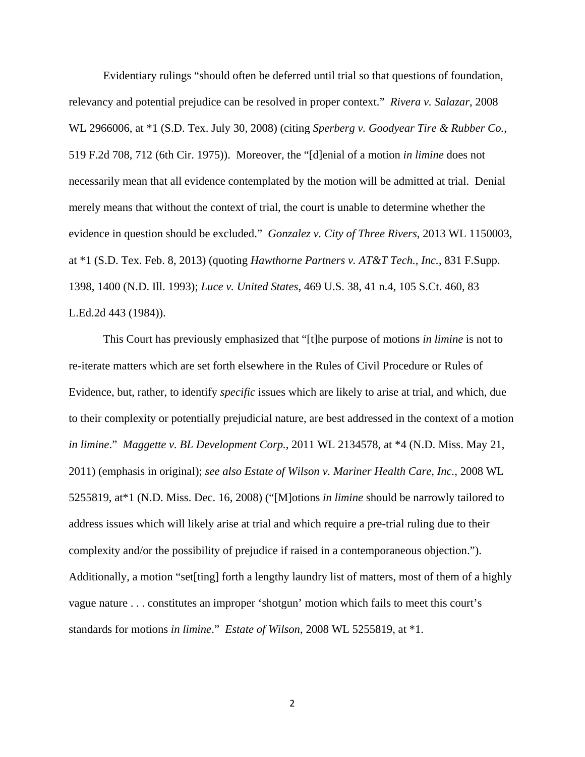Evidentiary rulings "should often be deferred until trial so that questions of foundation, relevancy and potential prejudice can be resolved in proper context." *Rivera v. Salazar*, 2008 WL 2966006, at *1 (S.D. Tex. July 30, 2008) (citing *Sperberg v. Goodyear Tire & Rubber Co.*, 519 F.2d 708, 712 (6th Cir. 1975)). Moreover, the "[d]enial of a motion *in limine* does not necessarily mean that all evidence contemplated by the motion will be admitted at trial. Denial merely means that without the context of trial, the court is unable to determine whether the evidence in question should be excluded." *Gonzalez v. City of Three Rivers*, 2013 WL 1150003, at *1 (S.D. Tex. Feb. 8, 2013) (quoting *Hawthorne Partners v. AT&T Tech., Inc.*, 831 F.Supp. 1398, 1400 (N.D. Ill. 1993); *Luce v. United States*, 469 U.S. 38, 41 n.4, 105 S.Ct. 460, 83 L.Ed.2d 443 (1984)).

This Court has previously emphasized that "[t]he purpose of motions *in limine* is not to re-iterate matters which are set forth elsewhere in the Rules of Civil Procedure or Rules of Evidence, but, rather, to identify *specific* issues which are likely to arise at trial, and which, due to their complexity or potentially prejudicial nature, are best addressed in the context of a motion *in limine*." *Maggette v. BL Development Corp.*, 2011 WL 2134578, at *4 (N.D. Miss. May 21, 2011) (emphasis in original); *see also Estate of Wilson v. Mariner Health Care, Inc.*, 2008 WL 5255819, at*1 (N.D. Miss. Dec. 16, 2008) ("[M]otions *in limine* should be narrowly tailored to address issues which will likely arise at trial and which require a pre-trial ruling due to their complexity and/or the possibility of prejudice if raised in a contemporaneous objection."). Additionally, a motion "set[ting] forth a lengthy laundry list of matters, most of them of a highly vague nature . . . constitutes an improper 'shotgun' motion which fails to meet this court's standards for motions *in limine*." *Estate of Wilson*, 2008 WL 5255819, at *1.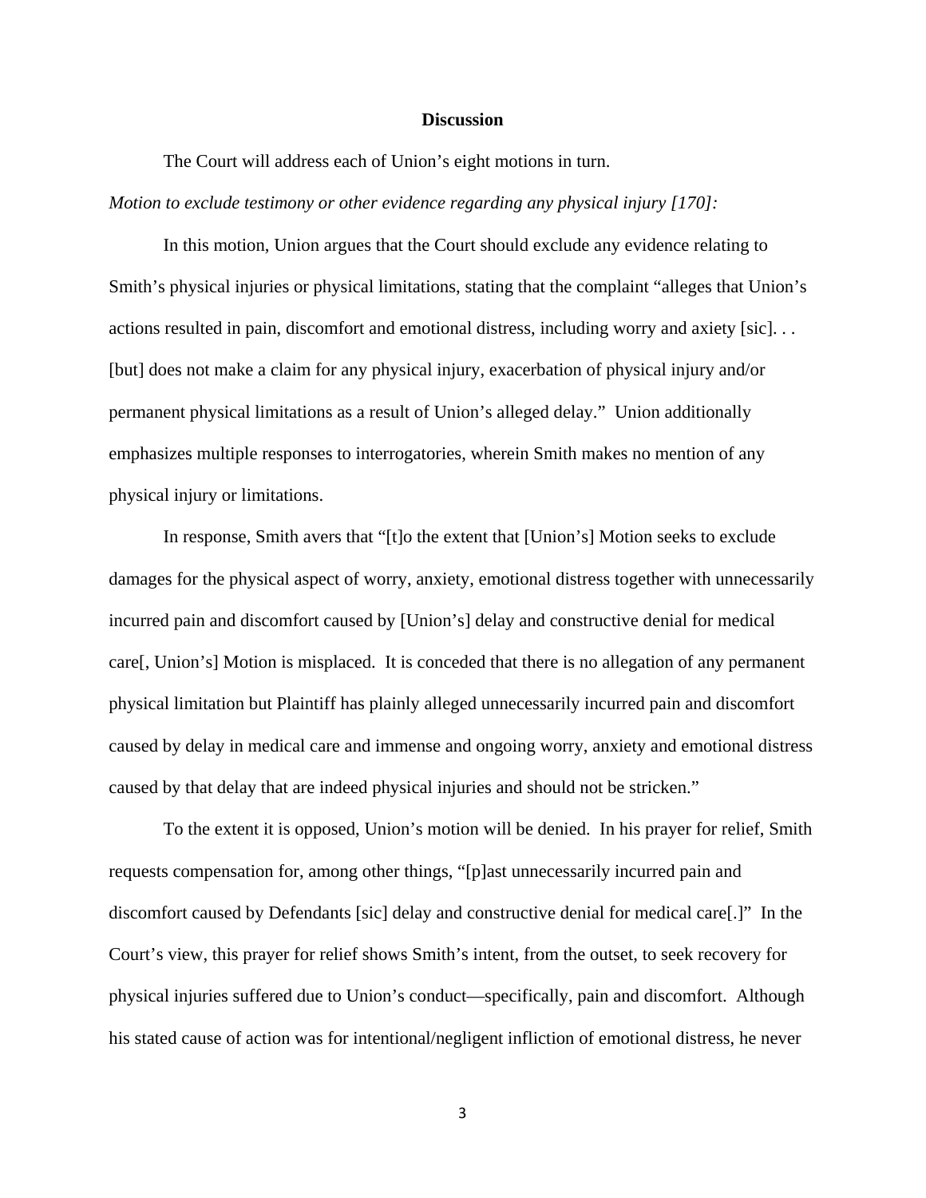**Discussion**

The Court will address each of Union's eight motions in turn.

*Motion to exclude testimony or other evidence regarding any physical injury [170]:*

In this motion, Union argues that the Court should exclude any evidence relating to Smith's physical injuries or physical limitations, stating that the complaint "alleges that Union's actions resulted in pain, discomfort and emotional distress, including worry and axiety [sic]. . . [but] does not make a claim for any physical injury, exacerbation of physical injury and/or permanent physical limitations as a result of Union's alleged delay." Union additionally emphasizes multiple responses to interrogatories, wherein Smith makes no mention of any physical injury or limitations.

In response, Smith avers that "[t]o the extent that [Union's] Motion seeks to exclude damages for the physical aspect of worry, anxiety, emotional distress together with unnecessarily incurred pain and discomfort caused by [Union's] delay and constructive denial for medical care[, Union's] Motion is misplaced. It is conceded that there is no allegation of any permanent physical limitation but Plaintiff has plainly alleged unnecessarily incurred pain and discomfort caused by delay in medical care and immense and ongoing worry, anxiety and emotional distress caused by that delay that are indeed physical injuries and should not be stricken."

To the extent it is opposed, Union's motion will be denied. In his prayer for relief, Smith requests compensation for, among other things, "[p]ast unnecessarily incurred pain and discomfort caused by Defendants [sic] delay and constructive denial for medical care[.]" In the Court's view, this prayer for relief shows Smith's intent, from the outset, to seek recovery for physical injuries suffered due to Union's conduct—specifically, pain and discomfort. Although his stated cause of action was for intentional/negligent infliction of emotional distress, he never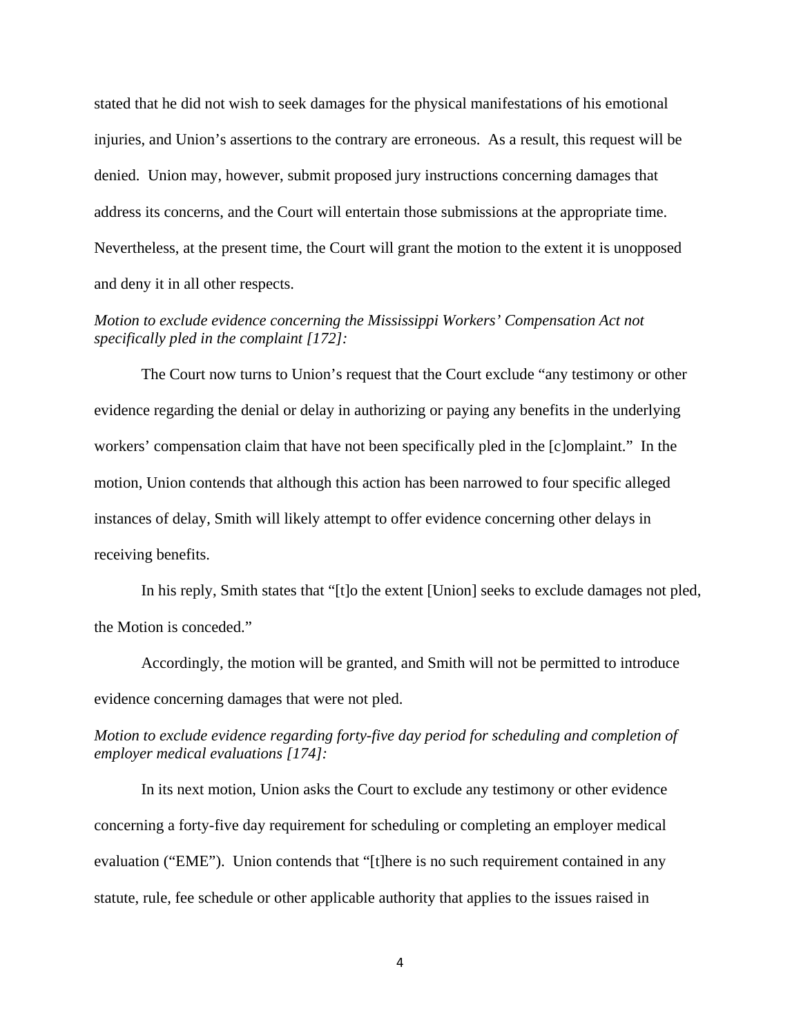stated that he did not wish to seek damages for the physical manifestations of his emotional injuries, and Union's assertions to the contrary are erroneous. As a result, this request will be denied. Union may, however, submit proposed jury instructions concerning damages that address its concerns, and the Court will entertain those submissions at the appropriate time. Nevertheless, at the present time, the Court will grant the motion to the extent it is unopposed and deny it in all other respects.

*Motion to exclude evidence concerning the Mississippi Workers' Compensation Act not specifically pled in the complaint [172]:*

The Court now turns to Union's request that the Court exclude "any testimony or other evidence regarding the denial or delay in authorizing or paying any benefits in the underlying workers' compensation claim that have not been specifically pled in the [c]omplaint." In the motion, Union contends that although this action has been narrowed to four specific alleged instances of delay, Smith will likely attempt to offer evidence concerning other delays in receiving benefits.

In his reply, Smith states that "[t]o the extent [Union] seeks to exclude damages not pled, the Motion is conceded."

Accordingly, the motion will be granted, and Smith will not be permitted to introduce evidence concerning damages that were not pled.

*Motion to exclude evidence regarding forty-five day period for scheduling and completion of employer medical evaluations [174]:*

In its next motion, Union asks the Court to exclude any testimony or other evidence concerning a forty-five day requirement for scheduling or completing an employer medical evaluation ("EME"). Union contends that "[t]here is no such requirement contained in any statute, rule, fee schedule or other applicable authority that applies to the issues raised in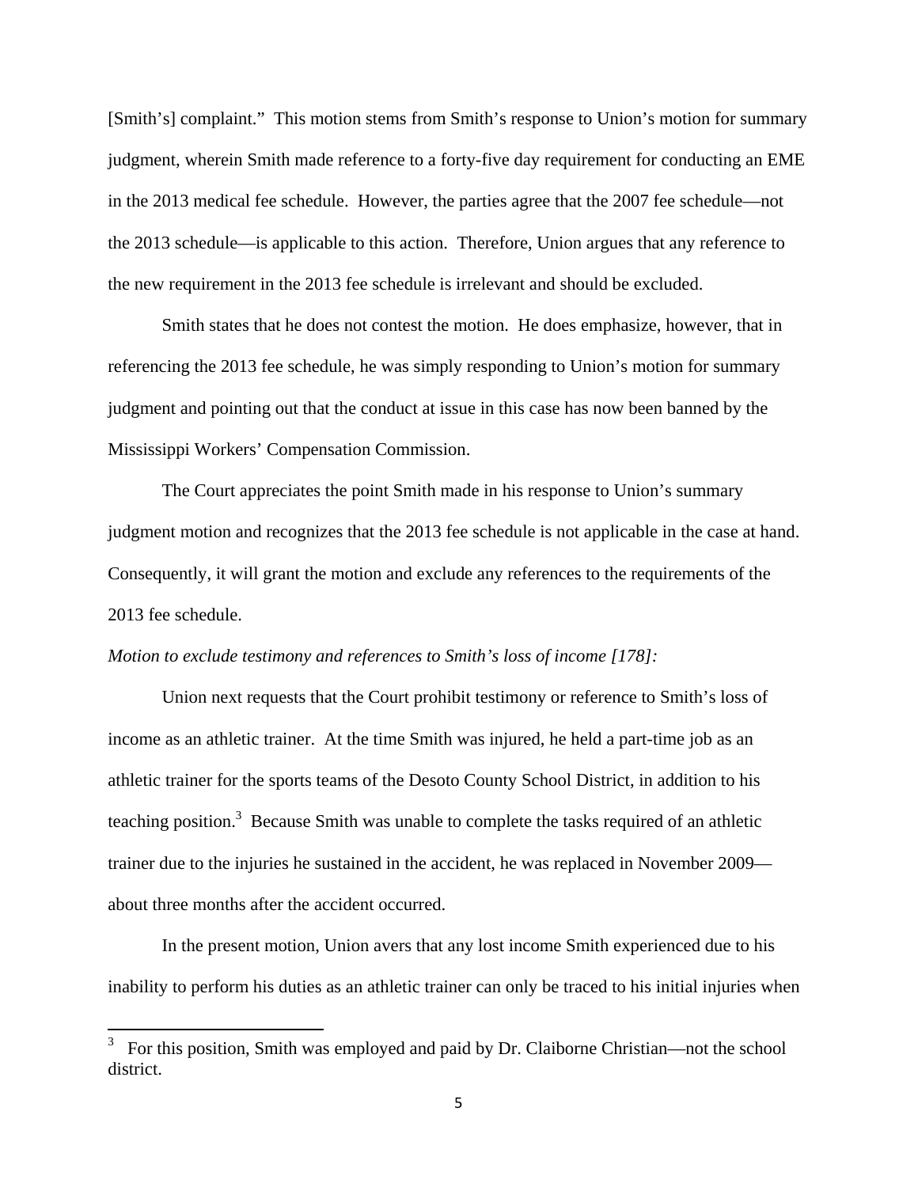[Smith's] complaint." This motion stems from Smith's response to Union's motion for summary judgment, wherein Smith made reference to a forty-five day requirement for conducting an EME in the 2013 medical fee schedule. However, the parties agree that the 2007 fee schedule—not the 2013 schedule—is applicable to this action. Therefore, Union argues that any reference to the new requirement in the 2013 fee schedule is irrelevant and should be excluded.

Smith states that he does not contest the motion. He does emphasize, however, that in referencing the 2013 fee schedule, he was simply responding to Union's motion for summary judgment and pointing out that the conduct at issue in this case has now been banned by the Mississippi Workers' Compensation Commission.

The Court appreciates the point Smith made in his response to Union's summary judgment motion and recognizes that the 2013 fee schedule is not applicable in the case at hand. Consequently, it will grant the motion and exclude any references to the requirements of the 2013 fee schedule.

*Motion to exclude testimony and references to Smith's loss of income [178]:*

Union next requests that the Court prohibit testimony or reference to Smith's loss of income as an athletic trainer. At the time Smith was injured, he held a part-time job as an athletic trainer for the sports teams of the Desoto County School District, in addition to his teaching position.[3] Because Smith was unable to complete the tasks required of an athletic trainer due to the injuries he sustained in the accident, he was replaced in November 2009—about three months after the accident occurred.

In the present motion, Union avers that any lost income Smith experienced due to his inability to perform his duties as an athletic trainer can only be traced to his initial injuries when

[3] For this position, Smith was employed and paid by Dr. Claiborne Christian—not the school district.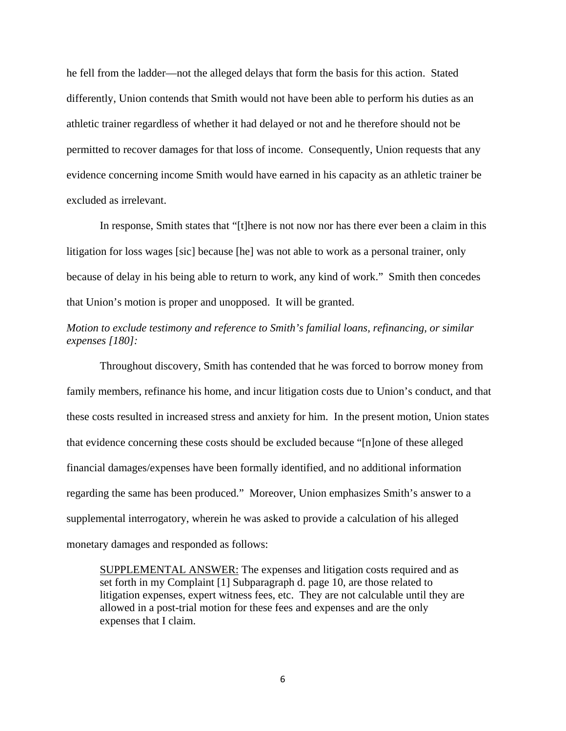he fell from the ladder—not the alleged delays that form the basis for this action. Stated differently, Union contends that Smith would not have been able to perform his duties as an athletic trainer regardless of whether it had delayed or not and he therefore should not be permitted to recover damages for that loss of income. Consequently, Union requests that any evidence concerning income Smith would have earned in his capacity as an athletic trainer be excluded as irrelevant.

In response, Smith states that "[t]here is not now nor has there ever been a claim in this litigation for loss wages [sic] because [he] was not able to work as a personal trainer, only because of delay in his being able to return to work, any kind of work." Smith then concedes that Union's motion is proper and unopposed. It will be granted.

*Motion to exclude testimony and reference to Smith's familial loans, refinancing, or similar expenses [180]:*

Throughout discovery, Smith has contended that he was forced to borrow money from family members, refinance his home, and incur litigation costs due to Union's conduct, and that these costs resulted in increased stress and anxiety for him. In the present motion, Union states that evidence concerning these costs should be excluded because "[n]one of these alleged financial damages/expenses have been formally identified, and no additional information regarding the same has been produced." Moreover, Union emphasizes Smith's answer to a supplemental interrogatory, wherein he was asked to provide a calculation of his alleged monetary damages and responded as follows:

> <u>SUPPLEMENTAL ANSWER:</u> The expenses and litigation costs required and as set forth in my Complaint [1] Subparagraph d. page 10, are those related to litigation expenses, expert witness fees, etc. They are not calculable until they are allowed in a post-trial motion for these fees and expenses and are the only expenses that I claim.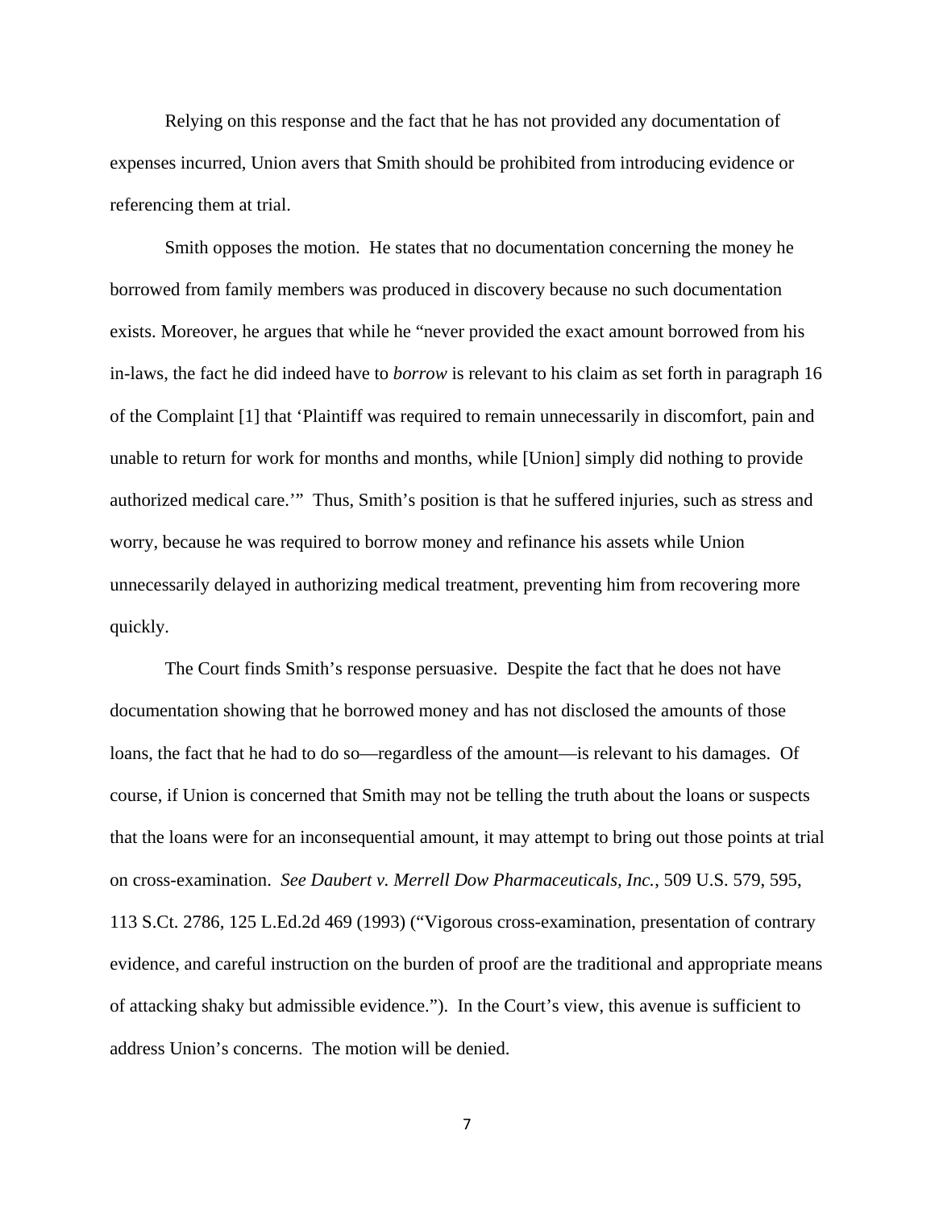Relying on this response and the fact that he has not provided any documentation of expenses incurred, Union avers that Smith should be prohibited from introducing evidence or referencing them at trial.

Smith opposes the motion. He states that no documentation concerning the money he borrowed from family members was produced in discovery because no such documentation exists. Moreover, he argues that while he "never provided the exact amount borrowed from his in-laws, the fact he did indeed have to *borrow* is relevant to his claim as set forth in paragraph 16 of the Complaint [1] that 'Plaintiff was required to remain unnecessarily in discomfort, pain and unable to return for work for months and months, while [Union] simply did nothing to provide authorized medical care.'" Thus, Smith's position is that he suffered injuries, such as stress and worry, because he was required to borrow money and refinance his assets while Union unnecessarily delayed in authorizing medical treatment, preventing him from recovering more quickly.

The Court finds Smith's response persuasive. Despite the fact that he does not have documentation showing that he borrowed money and has not disclosed the amounts of those loans, the fact that he had to do so—regardless of the amount—is relevant to his damages. Of course, if Union is concerned that Smith may not be telling the truth about the loans or suspects that the loans were for an inconsequential amount, it may attempt to bring out those points at trial on cross-examination. *See Daubert v. Merrell Dow Pharmaceuticals, Inc.*, 509 U.S. 579, 595, 113 S.Ct. 2786, 125 L.Ed.2d 469 (1993) ("Vigorous cross-examination, presentation of contrary evidence, and careful instruction on the burden of proof are the traditional and appropriate means of attacking shaky but admissible evidence."). In the Court's view, this avenue is sufficient to address Union's concerns. The motion will be denied.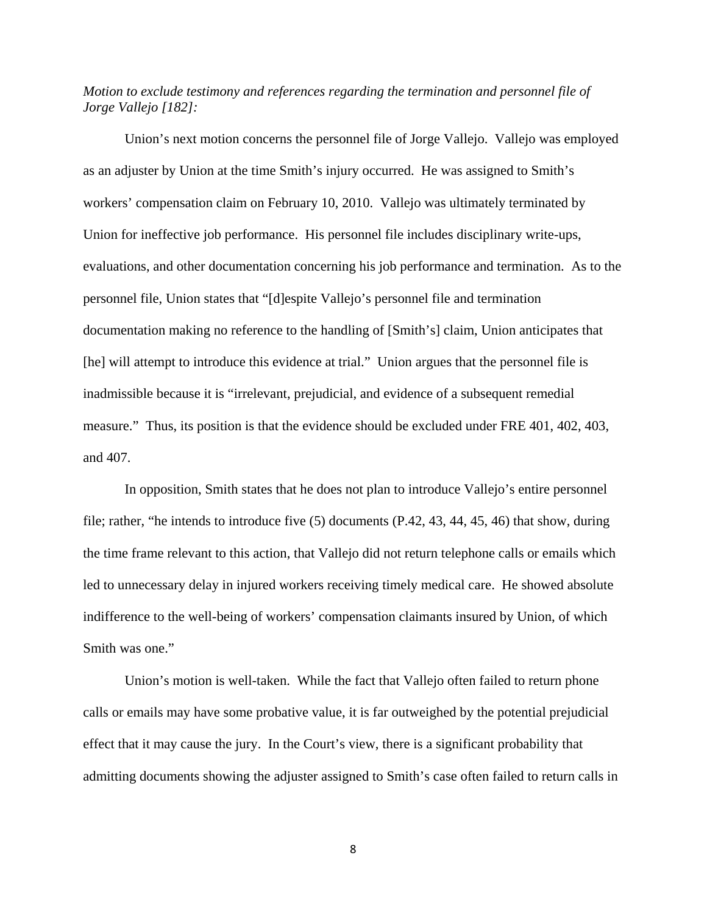*Motion to exclude testimony and references regarding the termination and personnel file of Jorge Vallejo [182]:*

Union's next motion concerns the personnel file of Jorge Vallejo. Vallejo was employed as an adjuster by Union at the time Smith's injury occurred. He was assigned to Smith's workers' compensation claim on February 10, 2010. Vallejo was ultimately terminated by Union for ineffective job performance. His personnel file includes disciplinary write-ups, evaluations, and other documentation concerning his job performance and termination. As to the personnel file, Union states that "[d]espite Vallejo's personnel file and termination documentation making no reference to the handling of [Smith's] claim, Union anticipates that [he] will attempt to introduce this evidence at trial." Union argues that the personnel file is inadmissible because it is "irrelevant, prejudicial, and evidence of a subsequent remedial measure." Thus, its position is that the evidence should be excluded under FRE 401, 402, 403, and 407.

In opposition, Smith states that he does not plan to introduce Vallejo's entire personnel file; rather, "he intends to introduce five (5) documents (P.42, 43, 44, 45, 46) that show, during the time frame relevant to this action, that Vallejo did not return telephone calls or emails which led to unnecessary delay in injured workers receiving timely medical care. He showed absolute indifference to the well-being of workers' compensation claimants insured by Union, of which Smith was one."

Union's motion is well-taken. While the fact that Vallejo often failed to return phone calls or emails may have some probative value, it is far outweighed by the potential prejudicial effect that it may cause the jury. In the Court's view, there is a significant probability that admitting documents showing the adjuster assigned to Smith's case often failed to return calls in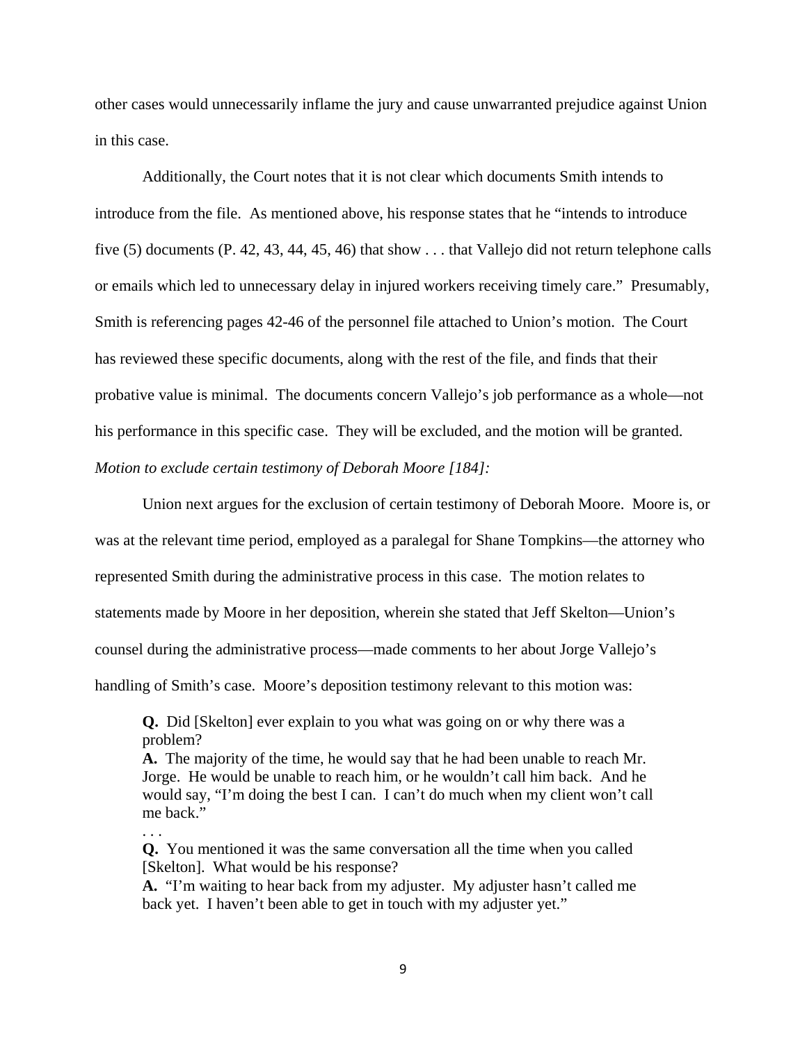other cases would unnecessarily inflame the jury and cause unwarranted prejudice against Union in this case.

Additionally, the Court notes that it is not clear which documents Smith intends to introduce from the file. As mentioned above, his response states that he "intends to introduce five (5) documents (P. 42, 43, 44, 45, 46) that show . . . that Vallejo did not return telephone calls or emails which led to unnecessary delay in injured workers receiving timely care." Presumably, Smith is referencing pages 42-46 of the personnel file attached to Union's motion. The Court has reviewed these specific documents, along with the rest of the file, and finds that their probative value is minimal. The documents concern Vallejo's job performance as a whole—not his performance in this specific case. They will be excluded, and the motion will be granted.

*Motion to exclude certain testimony of Deborah Moore [184]:*

Union next argues for the exclusion of certain testimony of Deborah Moore. Moore is, or was at the relevant time period, employed as a paralegal for Shane Tompkins—the attorney who represented Smith during the administrative process in this case. The motion relates to statements made by Moore in her deposition, wherein she stated that Jeff Skelton—Union's counsel during the administrative process—made comments to her about Jorge Vallejo's handling of Smith's case. Moore's deposition testimony relevant to this motion was:

> **Q.** Did [Skelton] ever explain to you what was going on or why there was a problem?
> **A.** The majority of the time, he would say that he had been unable to reach Mr. Jorge. He would be unable to reach him, or he wouldn't call him back. And he would say, "I'm doing the best I can. I can't do much when my client won't call me back."
> . . .
> **Q.** You mentioned it was the same conversation all the time when you called [Skelton]. What would be his response?
> **A.** "I'm waiting to hear back from my adjuster. My adjuster hasn't called me back yet. I haven't been able to get in touch with my adjuster yet."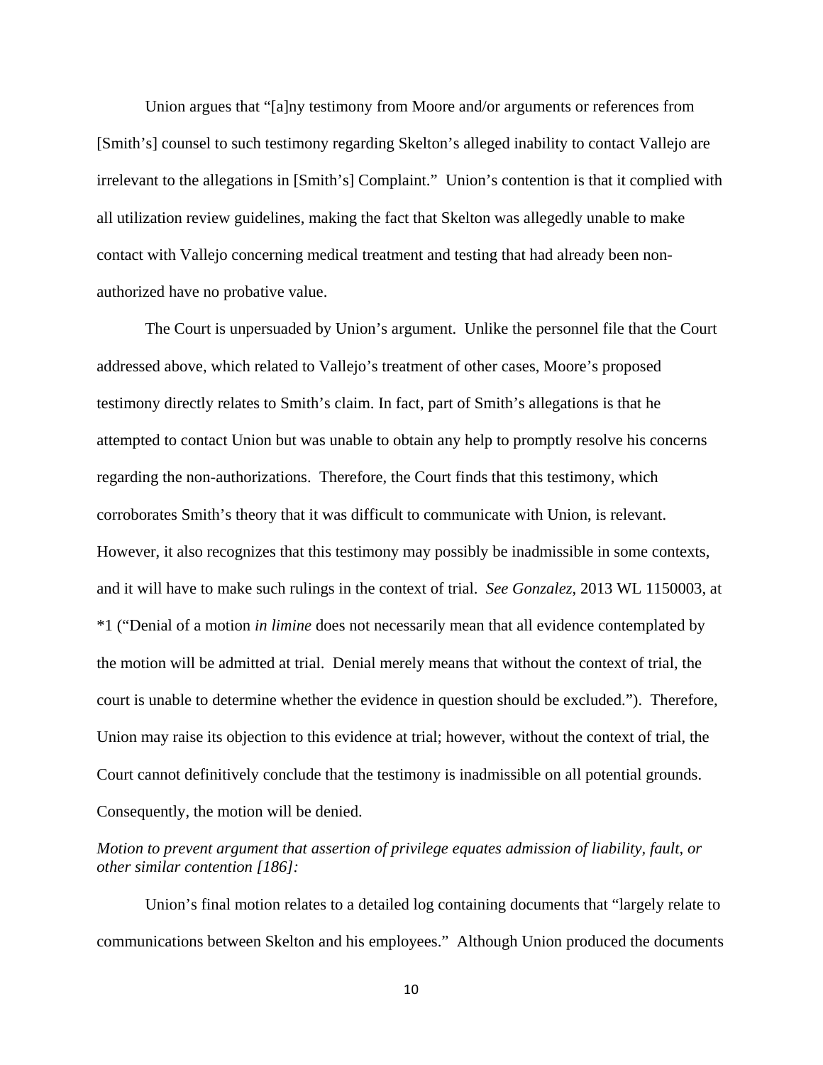Union argues that "[a]ny testimony from Moore and/or arguments or references from [Smith's] counsel to such testimony regarding Skelton's alleged inability to contact Vallejo are irrelevant to the allegations in [Smith's] Complaint." Union's contention is that it complied with all utilization review guidelines, making the fact that Skelton was allegedly unable to make contact with Vallejo concerning medical treatment and testing that had already been non-authorized have no probative value.

The Court is unpersuaded by Union's argument. Unlike the personnel file that the Court addressed above, which related to Vallejo's treatment of other cases, Moore's proposed testimony directly relates to Smith's claim. In fact, part of Smith's allegations is that he attempted to contact Union but was unable to obtain any help to promptly resolve his concerns regarding the non-authorizations. Therefore, the Court finds that this testimony, which corroborates Smith's theory that it was difficult to communicate with Union, is relevant. However, it also recognizes that this testimony may possibly be inadmissible in some contexts, and it will have to make such rulings in the context of trial. *See Gonzalez*, 2013 WL 1150003, at *1 ("Denial of a motion *in limine* does not necessarily mean that all evidence contemplated by the motion will be admitted at trial. Denial merely means that without the context of trial, the court is unable to determine whether the evidence in question should be excluded."). Therefore, Union may raise its objection to this evidence at trial; however, without the context of trial, the Court cannot definitively conclude that the testimony is inadmissible on all potential grounds. Consequently, the motion will be denied.

*Motion to prevent argument that assertion of privilege equates admission of liability, fault, or other similar contention [186]:*

Union's final motion relates to a detailed log containing documents that "largely relate to communications between Skelton and his employees." Although Union produced the documents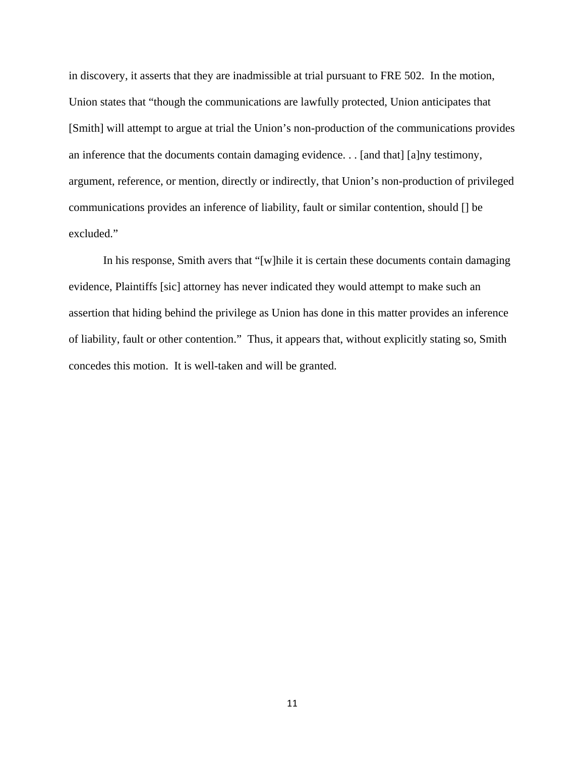in discovery, it asserts that they are inadmissible at trial pursuant to FRE 502. In the motion, Union states that "though the communications are lawfully protected, Union anticipates that [Smith] will attempt to argue at trial the Union's non-production of the communications provides an inference that the documents contain damaging evidence. . . [and that] [a]ny testimony, argument, reference, or mention, directly or indirectly, that Union's non-production of privileged communications provides an inference of liability, fault or similar contention, should [] be excluded."

In his response, Smith avers that "[w]hile it is certain these documents contain damaging evidence, Plaintiffs [sic] attorney has never indicated they would attempt to make such an assertion that hiding behind the privilege as Union has done in this matter provides an inference of liability, fault or other contention." Thus, it appears that, without explicitly stating so, Smith concedes this motion. It is well-taken and will be granted.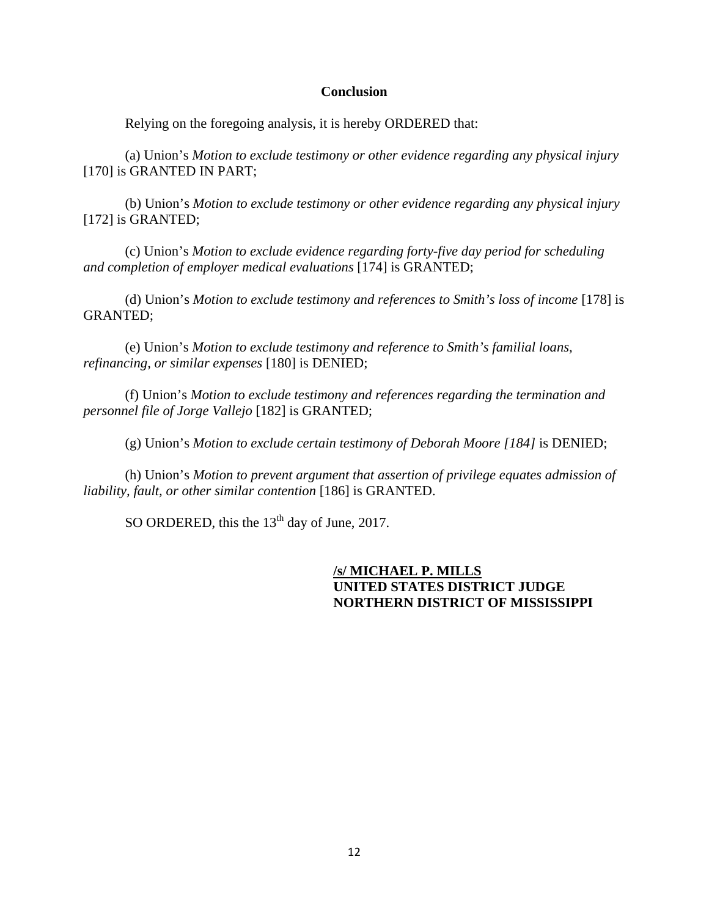## Conclusion

Relying on the foregoing analysis, it is hereby ORDERED that:

(a) Union's *Motion to exclude testimony or other evidence regarding any physical injury* [170] is GRANTED IN PART;

(b) Union's *Motion to exclude testimony or other evidence regarding any physical injury* [172] is GRANTED;

(c) Union's *Motion to exclude evidence regarding forty-five day period for scheduling and completion of employer medical evaluations* [174] is GRANTED;

(d) Union's *Motion to exclude testimony and references to Smith's loss of income* [178] is GRANTED;

(e) Union's *Motion to exclude testimony and reference to Smith's familial loans, refinancing, or similar expenses* [180] is DENIED;

(f) Union's *Motion to exclude testimony and references regarding the termination and personnel file of Jorge Vallejo* [182] is GRANTED;

(g) Union's *Motion to exclude certain testimony of Deborah Moore [184]* is DENIED;

(h) Union's *Motion to prevent argument that assertion of privilege equates admission of liability, fault, or other similar contention* [186] is GRANTED.

SO ORDERED, this the 13th day of June, 2017.

**/s/ MICHAEL P. MILLS**
**UNITED STATES DISTRICT JUDGE**
**NORTHERN DISTRICT OF MISSISSIPPI**